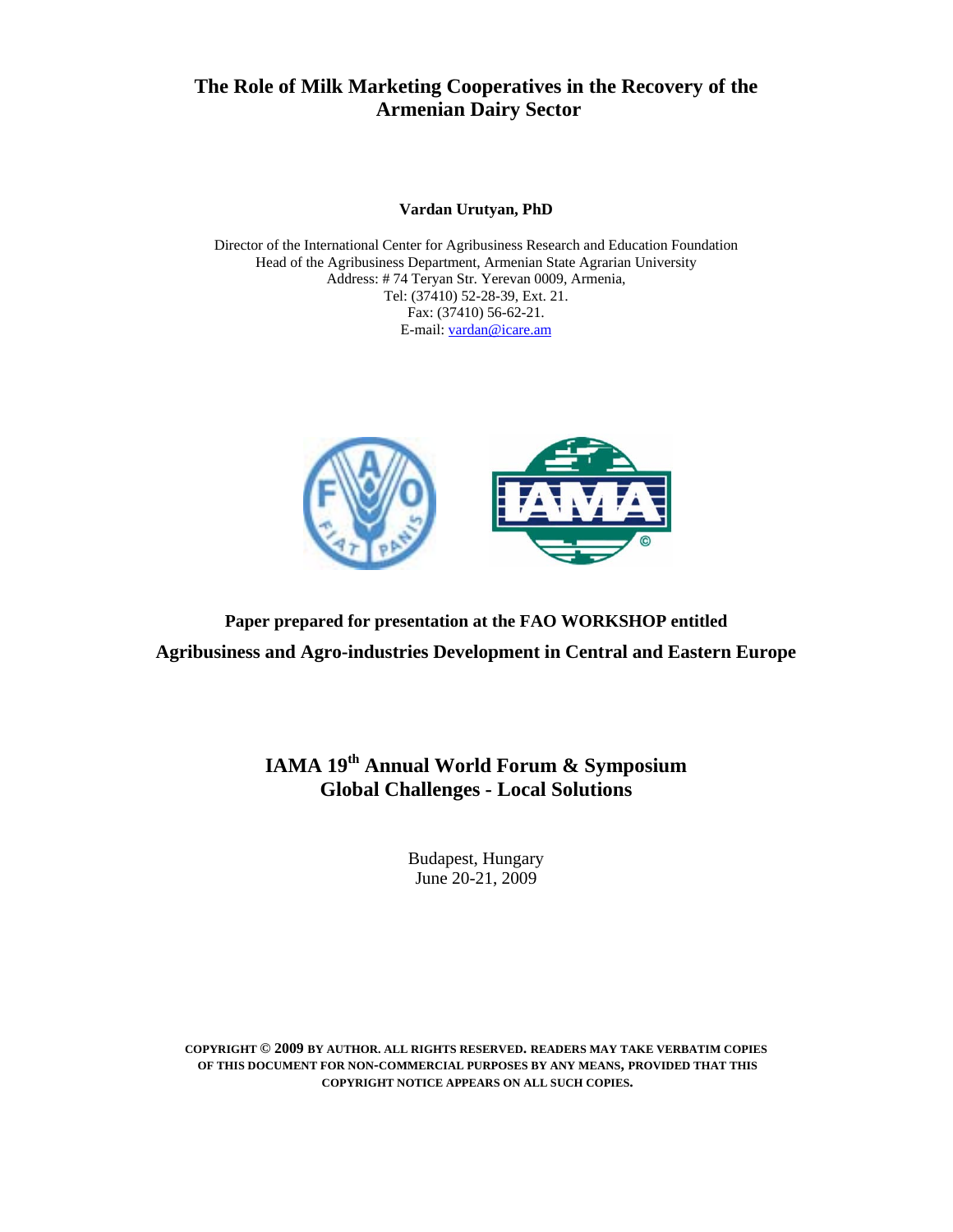# The Role of Milk Marketing Cooperatives in the Recovery of the Armenian Dairy Sector

**Vardan Urutyan, PhD**

Director of the International Center for Agribusiness Research and Education Foundation
Head of the Agribusiness Department, Armenian State Agrarian University
Address: # 74 Teryan Str. Yerevan 0009, Armenia,
Tel: (37410) 52-28-39, Ext. 21.
Fax: (37410) 56-62-21.
E-mail: vardan@icare.am

**Paper prepared for presentation at the FAO WORKSHOP entitled**

**Agribusiness and Agro-industries Development in Central and Eastern Europe**

**IAMA 19th Annual World Forum & Symposium**
**Global Challenges - Local Solutions**

Budapest, Hungary
June 20-21, 2009

**COPYRIGHT © 2009 BY AUTHOR. ALL RIGHTS RESERVED. READERS MAY TAKE VERBATIM COPIES OF THIS DOCUMENT FOR NON-COMMERCIAL PURPOSES BY ANY MEANS, PROVIDED THAT THIS COPYRIGHT NOTICE APPEARS ON ALL SUCH COPIES.**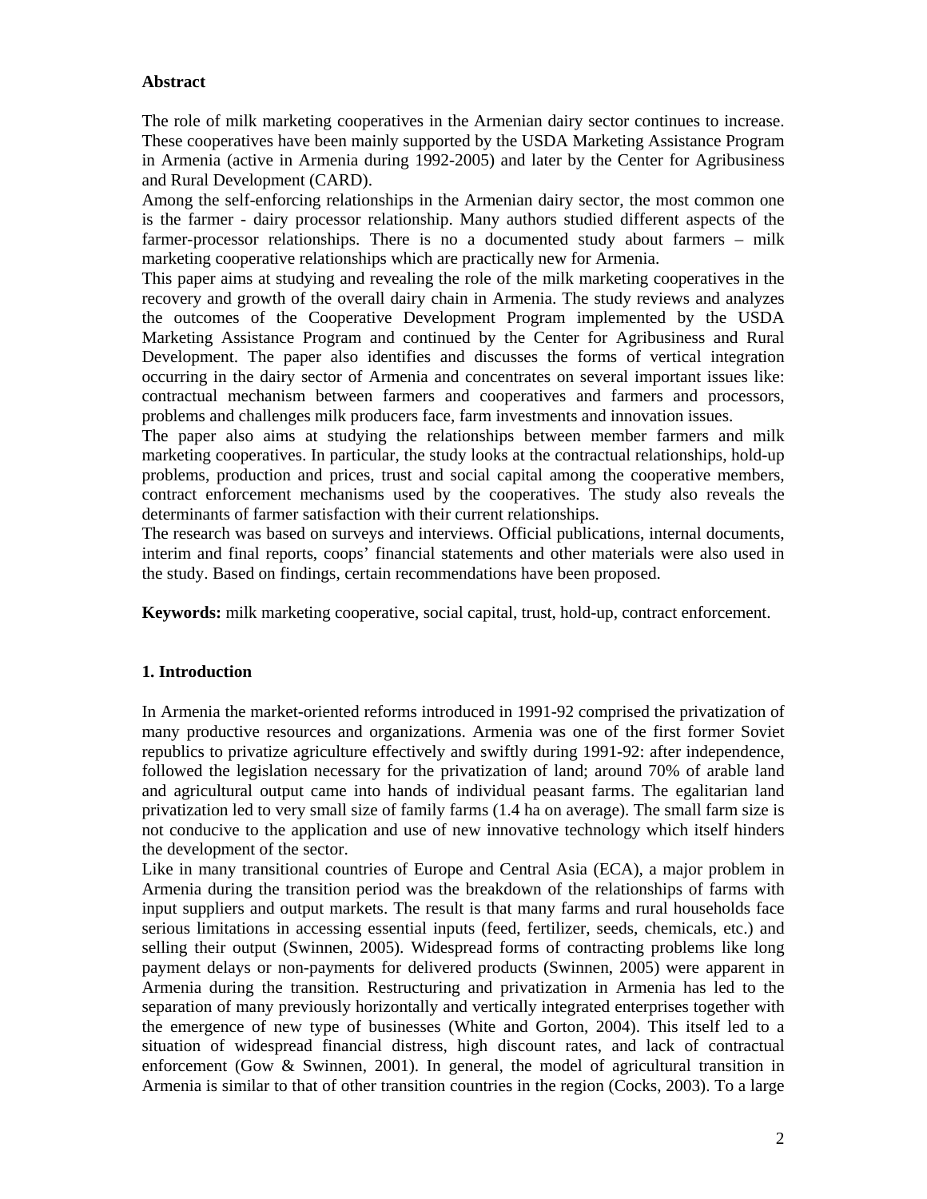**Abstract**

The role of milk marketing cooperatives in the Armenian dairy sector continues to increase. These cooperatives have been mainly supported by the USDA Marketing Assistance Program in Armenia (active in Armenia during 1992-2005) and later by the Center for Agribusiness and Rural Development (CARD).

Among the self-enforcing relationships in the Armenian dairy sector, the most common one is the farmer - dairy processor relationship. Many authors studied different aspects of the farmer-processor relationships. There is no a documented study about farmers – milk marketing cooperative relationships which are practically new for Armenia.

This paper aims at studying and revealing the role of the milk marketing cooperatives in the recovery and growth of the overall dairy chain in Armenia. The study reviews and analyzes the outcomes of the Cooperative Development Program implemented by the USDA Marketing Assistance Program and continued by the Center for Agribusiness and Rural Development. The paper also identifies and discusses the forms of vertical integration occurring in the dairy sector of Armenia and concentrates on several important issues like: contractual mechanism between farmers and cooperatives and farmers and processors, problems and challenges milk producers face, farm investments and innovation issues.

The paper also aims at studying the relationships between member farmers and milk marketing cooperatives. In particular, the study looks at the contractual relationships, hold-up problems, production and prices, trust and social capital among the cooperative members, contract enforcement mechanisms used by the cooperatives. The study also reveals the determinants of farmer satisfaction with their current relationships.

The research was based on surveys and interviews. Official publications, internal documents, interim and final reports, coops' financial statements and other materials were also used in the study. Based on findings, certain recommendations have been proposed.

**Keywords:** milk marketing cooperative, social capital, trust, hold-up, contract enforcement.

## 1. Introduction

In Armenia the market-oriented reforms introduced in 1991-92 comprised the privatization of many productive resources and organizations. Armenia was one of the first former Soviet republics to privatize agriculture effectively and swiftly during 1991-92: after independence, followed the legislation necessary for the privatization of land; around 70% of arable land and agricultural output came into hands of individual peasant farms. The egalitarian land privatization led to very small size of family farms (1.4 ha on average). The small farm size is not conducive to the application and use of new innovative technology which itself hinders the development of the sector.

Like in many transitional countries of Europe and Central Asia (ECA), a major problem in Armenia during the transition period was the breakdown of the relationships of farms with input suppliers and output markets. The result is that many farms and rural households face serious limitations in accessing essential inputs (feed, fertilizer, seeds, chemicals, etc.) and selling their output (Swinnen, 2005). Widespread forms of contracting problems like long payment delays or non-payments for delivered products (Swinnen, 2005) were apparent in Armenia during the transition. Restructuring and privatization in Armenia has led to the separation of many previously horizontally and vertically integrated enterprises together with the emergence of new type of businesses (White and Gorton, 2004). This itself led to a situation of widespread financial distress, high discount rates, and lack of contractual enforcement (Gow & Swinnen, 2001). In general, the model of agricultural transition in Armenia is similar to that of other transition countries in the region (Cocks, 2003). To a large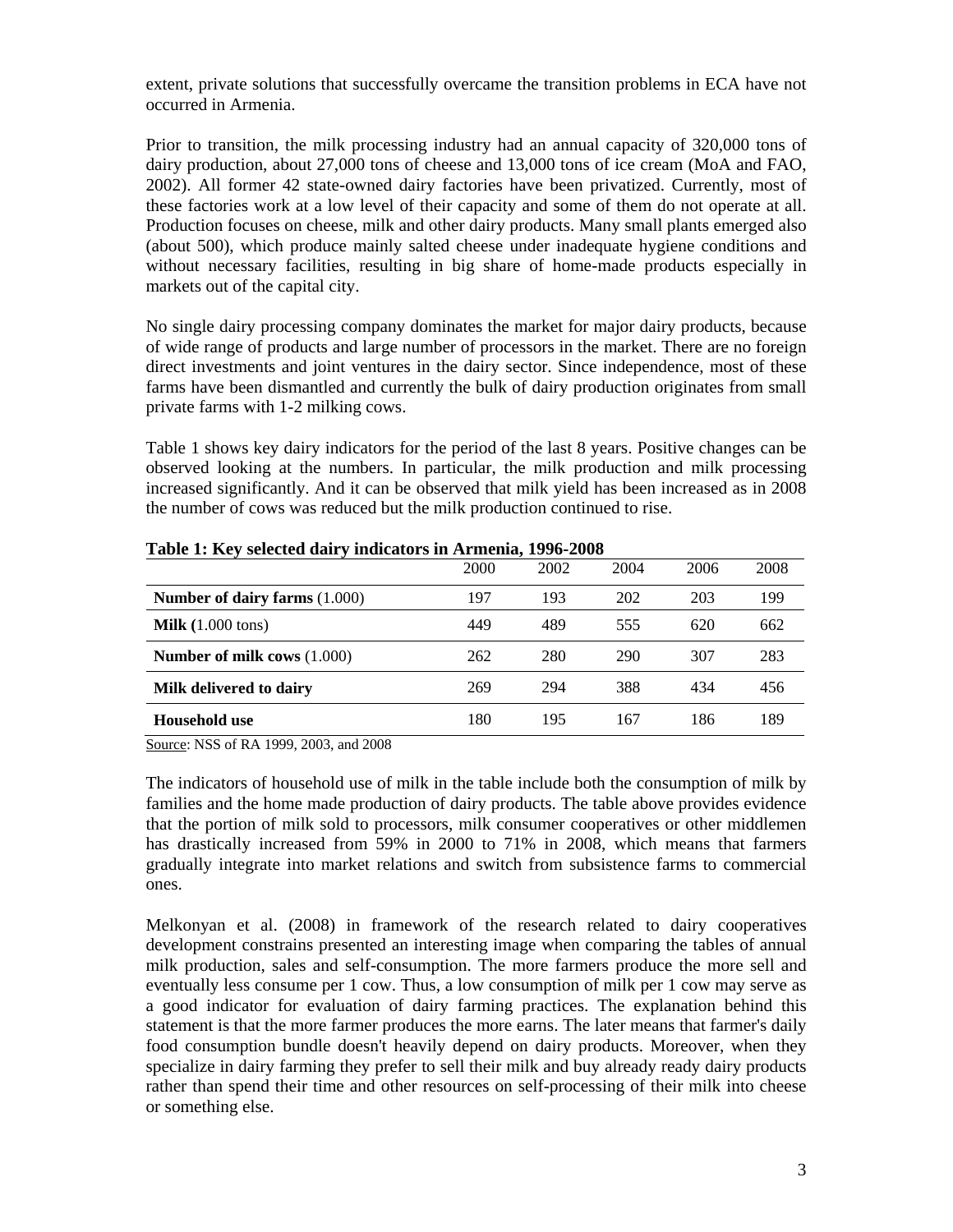extent, private solutions that successfully overcame the transition problems in ECA have not occurred in Armenia.

Prior to transition, the milk processing industry had an annual capacity of 320,000 tons of dairy production, about 27,000 tons of cheese and 13,000 tons of ice cream (MoA and FAO, 2002). All former 42 state-owned dairy factories have been privatized. Currently, most of these factories work at a low level of their capacity and some of them do not operate at all. Production focuses on cheese, milk and other dairy products. Many small plants emerged also (about 500), which produce mainly salted cheese under inadequate hygiene conditions and without necessary facilities, resulting in big share of home-made products especially in markets out of the capital city.

No single dairy processing company dominates the market for major dairy products, because of wide range of products and large number of processors in the market. There are no foreign direct investments and joint ventures in the dairy sector. Since independence, most of these farms have been dismantled and currently the bulk of dairy production originates from small private farms with 1-2 milking cows.

Table 1 shows key dairy indicators for the period of the last 8 years. Positive changes can be observed looking at the numbers. In particular, the milk production and milk processing increased significantly. And it can be observed that milk yield has been increased as in 2008 the number of cows was reduced but the milk production continued to rise.

**Table 1: Key selected dairy indicators in Armenia, 1996-2008**

| | 2000 | 2002 | 2004 | 2006 | 2008 |
|---|---|---|---|---|---|
| **Number of dairy farms** (1.000) | 197 | 193 | 202 | 203 | 199 |
| **Milk (**1.000 tons) | 449 | 489 | 555 | 620 | 662 |
| **Number of milk cows** (1.000) | 262 | 280 | 290 | 307 | 283 |
| **Milk delivered to dairy** | 269 | 294 | 388 | 434 | 456 |
| **Household use** | 180 | 195 | 167 | 186 | 189 |

Source: NSS of RA 1999, 2003, and 2008

The indicators of household use of milk in the table include both the consumption of milk by families and the home made production of dairy products. The table above provides evidence that the portion of milk sold to processors, milk consumer cooperatives or other middlemen has drastically increased from 59% in 2000 to 71% in 2008, which means that farmers gradually integrate into market relations and switch from subsistence farms to commercial ones.

Melkonyan et al. (2008) in framework of the research related to dairy cooperatives development constrains presented an interesting image when comparing the tables of annual milk production, sales and self-consumption. The more farmers produce the more sell and eventually less consume per 1 cow. Thus, a low consumption of milk per 1 cow may serve as a good indicator for evaluation of dairy farming practices. The explanation behind this statement is that the more farmer produces the more earns. The later means that farmer's daily food consumption bundle doesn't heavily depend on dairy products. Moreover, when they specialize in dairy farming they prefer to sell their milk and buy already ready dairy products rather than spend their time and other resources on self-processing of their milk into cheese or something else.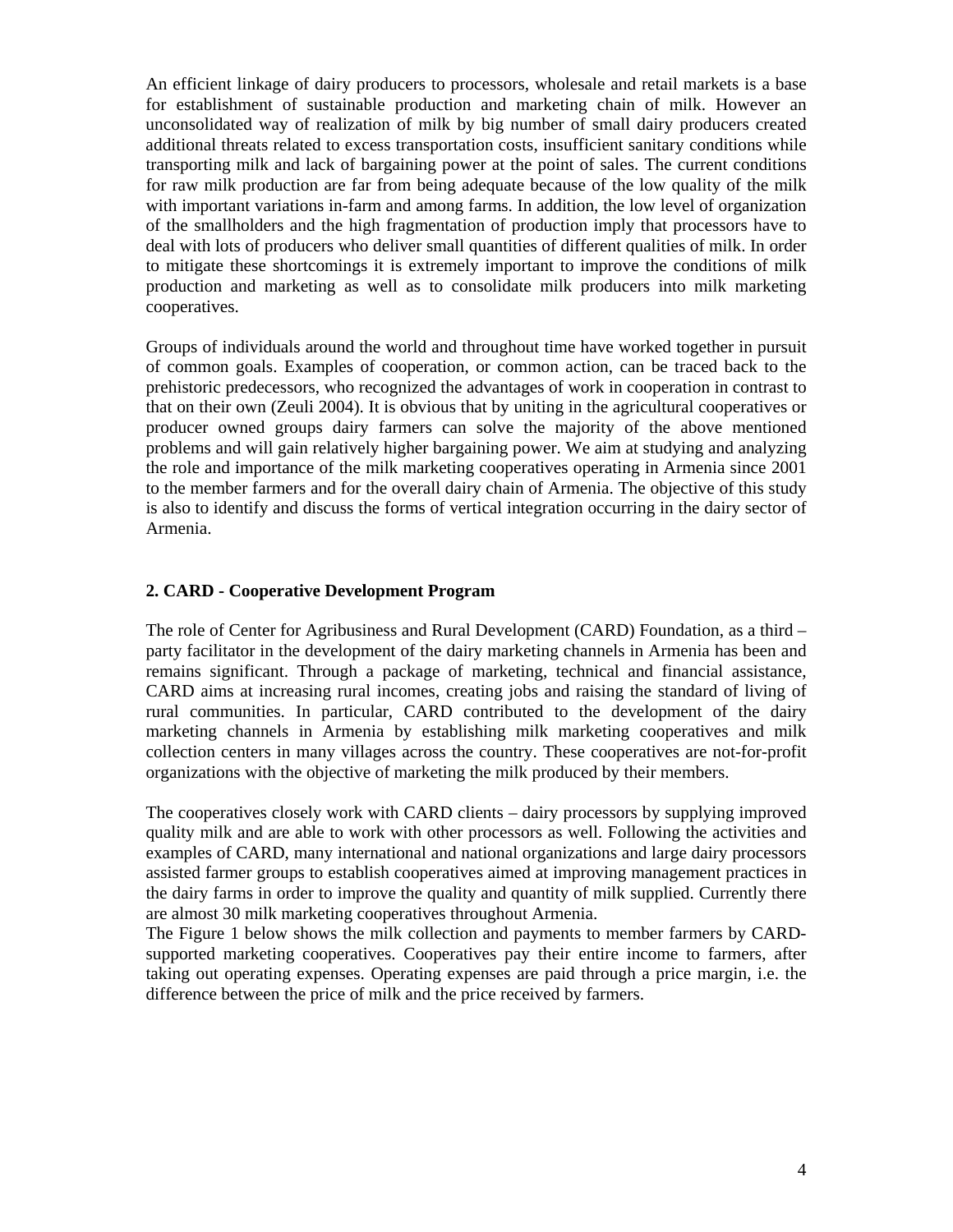An efficient linkage of dairy producers to processors, wholesale and retail markets is a base for establishment of sustainable production and marketing chain of milk. However an unconsolidated way of realization of milk by big number of small dairy producers created additional threats related to excess transportation costs, insufficient sanitary conditions while transporting milk and lack of bargaining power at the point of sales. The current conditions for raw milk production are far from being adequate because of the low quality of the milk with important variations in-farm and among farms. In addition, the low level of organization of the smallholders and the high fragmentation of production imply that processors have to deal with lots of producers who deliver small quantities of different qualities of milk. In order to mitigate these shortcomings it is extremely important to improve the conditions of milk production and marketing as well as to consolidate milk producers into milk marketing cooperatives.

Groups of individuals around the world and throughout time have worked together in pursuit of common goals. Examples of cooperation, or common action, can be traced back to the prehistoric predecessors, who recognized the advantages of work in cooperation in contrast to that on their own (Zeuli 2004). It is obvious that by uniting in the agricultural cooperatives or producer owned groups dairy farmers can solve the majority of the above mentioned problems and will gain relatively higher bargaining power. We aim at studying and analyzing the role and importance of the milk marketing cooperatives operating in Armenia since 2001 to the member farmers and for the overall dairy chain of Armenia. The objective of this study is also to identify and discuss the forms of vertical integration occurring in the dairy sector of Armenia.

## 2. CARD - Cooperative Development Program

The role of Center for Agribusiness and Rural Development (CARD) Foundation, as a third – party facilitator in the development of the dairy marketing channels in Armenia has been and remains significant. Through a package of marketing, technical and financial assistance, CARD aims at increasing rural incomes, creating jobs and raising the standard of living of rural communities. In particular, CARD contributed to the development of the dairy marketing channels in Armenia by establishing milk marketing cooperatives and milk collection centers in many villages across the country. These cooperatives are not-for-profit organizations with the objective of marketing the milk produced by their members.

The cooperatives closely work with CARD clients – dairy processors by supplying improved quality milk and are able to work with other processors as well. Following the activities and examples of CARD, many international and national organizations and large dairy processors assisted farmer groups to establish cooperatives aimed at improving management practices in the dairy farms in order to improve the quality and quantity of milk supplied. Currently there are almost 30 milk marketing cooperatives throughout Armenia.

The Figure 1 below shows the milk collection and payments to member farmers by CARD-supported marketing cooperatives. Cooperatives pay their entire income to farmers, after taking out operating expenses. Operating expenses are paid through a price margin, i.e. the difference between the price of milk and the price received by farmers.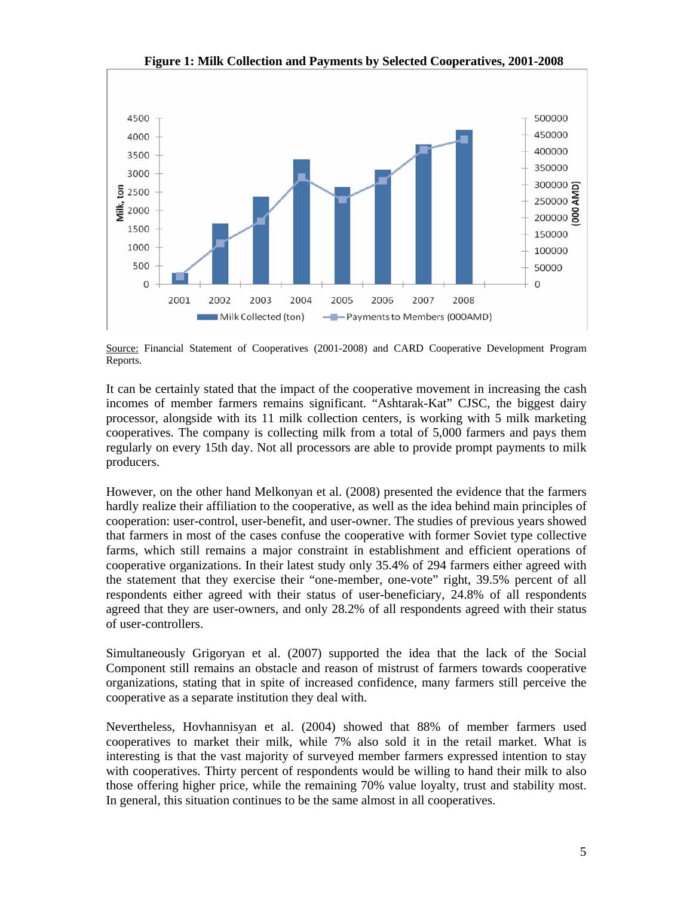**Figure 1: Milk Collection and Payments by Selected Cooperatives, 2001-2008**

Source: Financial Statement of Cooperatives (2001-2008) and CARD Cooperative Development Program Reports.

It can be certainly stated that the impact of the cooperative movement in increasing the cash incomes of member farmers remains significant. "Ashtarak-Kat" CJSC, the biggest dairy processor, alongside with its 11 milk collection centers, is working with 5 milk marketing cooperatives. The company is collecting milk from a total of 5,000 farmers and pays them regularly on every 15th day. Not all processors are able to provide prompt payments to milk producers.

However, on the other hand Melkonyan et al. (2008) presented the evidence that the farmers hardly realize their affiliation to the cooperative, as well as the idea behind main principles of cooperation: user-control, user-benefit, and user-owner. The studies of previous years showed that farmers in most of the cases confuse the cooperative with former Soviet type collective farms, which still remains a major constraint in establishment and efficient operations of cooperative organizations. In their latest study only 35.4% of 294 farmers either agreed with the statement that they exercise their "one-member, one-vote" right, 39.5% percent of all respondents either agreed with their status of user-beneficiary, 24.8% of all respondents agreed that they are user-owners, and only 28.2% of all respondents agreed with their status of user-controllers.

Simultaneously Grigoryan et al. (2007) supported the idea that the lack of the Social Component still remains an obstacle and reason of mistrust of farmers towards cooperative organizations, stating that in spite of increased confidence, many farmers still perceive the cooperative as a separate institution they deal with.

Nevertheless, Hovhannisyan et al. (2004) showed that 88% of member farmers used cooperatives to market their milk, while 7% also sold it in the retail market. What is interesting is that the vast majority of surveyed member farmers expressed intention to stay with cooperatives. Thirty percent of respondents would be willing to hand their milk to also those offering higher price, while the remaining 70% value loyalty, trust and stability most. In general, this situation continues to be the same almost in all cooperatives.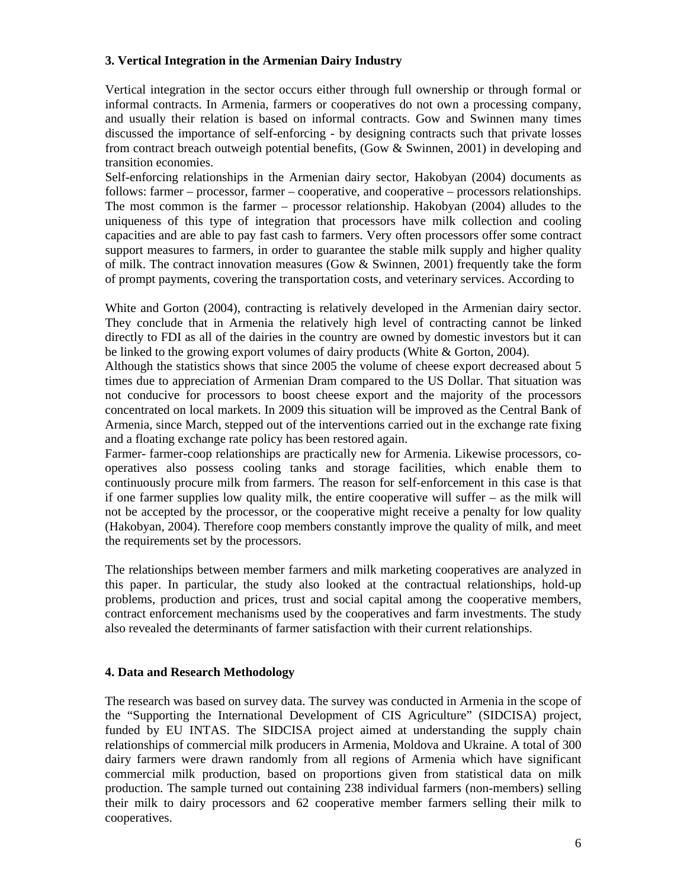### 3. Vertical Integration in the Armenian Dairy Industry

Vertical integration in the sector occurs either through full ownership or through formal or informal contracts. In Armenia, farmers or cooperatives do not own a processing company, and usually their relation is based on informal contracts. Gow and Swinnen many times discussed the importance of self-enforcing - by designing contracts such that private losses from contract breach outweigh potential benefits, (Gow & Swinnen, 2001) in developing and transition economies.

Self-enforcing relationships in the Armenian dairy sector, Hakobyan (2004) documents as follows: farmer – processor, farmer – cooperative, and cooperative – processors relationships. The most common is the farmer – processor relationship. Hakobyan (2004) alludes to the uniqueness of this type of integration that processors have milk collection and cooling capacities and are able to pay fast cash to farmers. Very often processors offer some contract support measures to farmers, in order to guarantee the stable milk supply and higher quality of milk. The contract innovation measures (Gow & Swinnen, 2001) frequently take the form of prompt payments, covering the transportation costs, and veterinary services. According to

White and Gorton (2004), contracting is relatively developed in the Armenian dairy sector. They conclude that in Armenia the relatively high level of contracting cannot be linked directly to FDI as all of the dairies in the country are owned by domestic investors but it can be linked to the growing export volumes of dairy products (White & Gorton, 2004).

Although the statistics shows that since 2005 the volume of cheese export decreased about 5 times due to appreciation of Armenian Dram compared to the US Dollar. That situation was not conducive for processors to boost cheese export and the majority of the processors concentrated on local markets. In 2009 this situation will be improved as the Central Bank of Armenia, since March, stepped out of the interventions carried out in the exchange rate fixing and a floating exchange rate policy has been restored again.

Farmer- farmer-coop relationships are practically new for Armenia. Likewise processors, co-operatives also possess cooling tanks and storage facilities, which enable them to continuously procure milk from farmers. The reason for self-enforcement in this case is that if one farmer supplies low quality milk, the entire cooperative will suffer – as the milk will not be accepted by the processor, or the cooperative might receive a penalty for low quality (Hakobyan, 2004). Therefore coop members constantly improve the quality of milk, and meet the requirements set by the processors.

The relationships between member farmers and milk marketing cooperatives are analyzed in this paper. In particular, the study also looked at the contractual relationships, hold-up problems, production and prices, trust and social capital among the cooperative members, contract enforcement mechanisms used by the cooperatives and farm investments. The study also revealed the determinants of farmer satisfaction with their current relationships.

### 4. Data and Research Methodology

The research was based on survey data. The survey was conducted in Armenia in the scope of the "Supporting the International Development of CIS Agriculture" (SIDCISA) project, funded by EU INTAS. The SIDCISA project aimed at understanding the supply chain relationships of commercial milk producers in Armenia, Moldova and Ukraine. A total of 300 dairy farmers were drawn randomly from all regions of Armenia which have significant commercial milk production, based on proportions given from statistical data on milk production. The sample turned out containing 238 individual farmers (non-members) selling their milk to dairy processors and 62 cooperative member farmers selling their milk to cooperatives.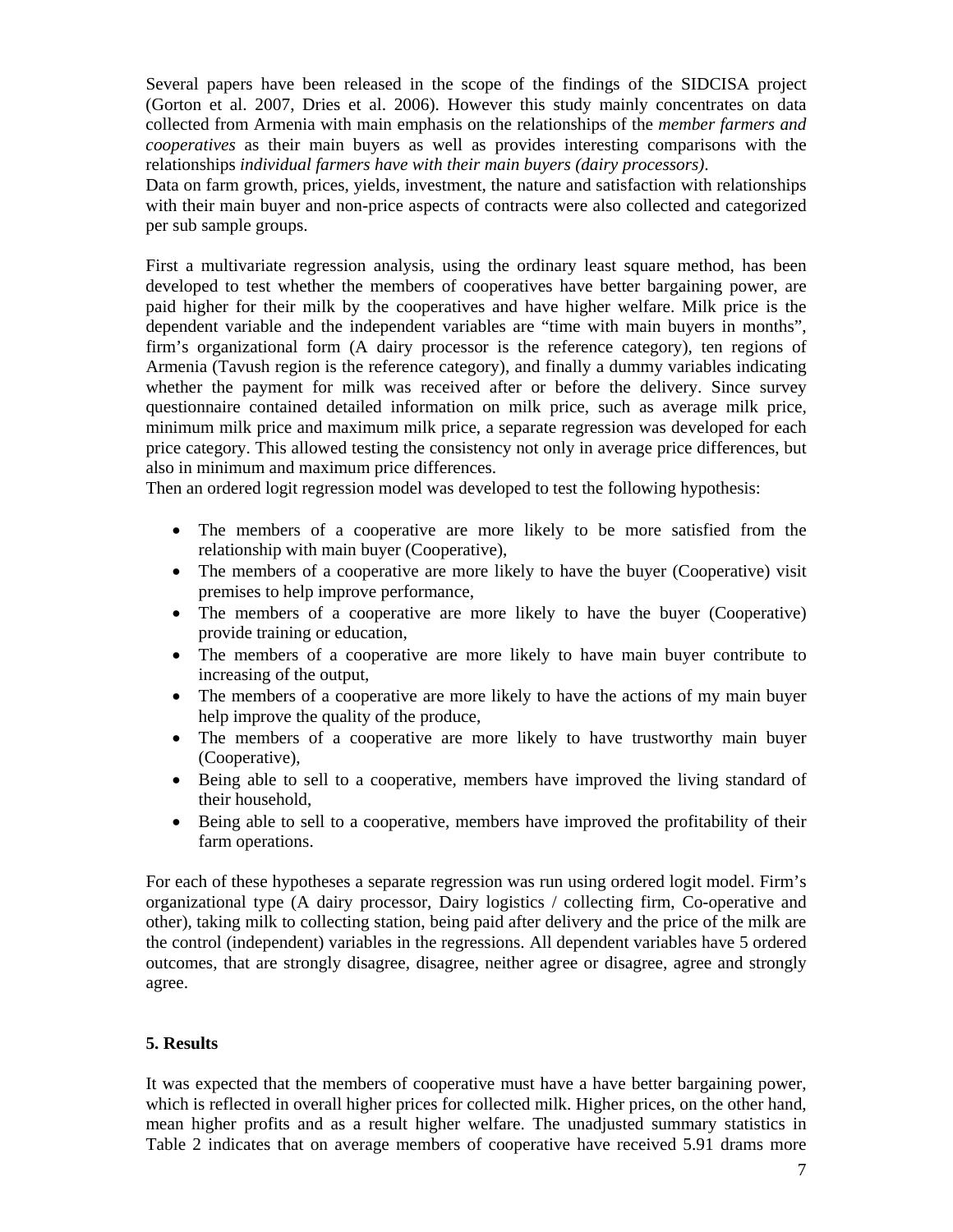Several papers have been released in the scope of the findings of the SIDCISA project (Gorton et al. 2007, Dries et al. 2006). However this study mainly concentrates on data collected from Armenia with main emphasis on the relationships of the *member farmers and cooperatives* as their main buyers as well as provides interesting comparisons with the relationships *individual farmers have with their main buyers (dairy processors)*.
Data on farm growth, prices, yields, investment, the nature and satisfaction with relationships with their main buyer and non-price aspects of contracts were also collected and categorized per sub sample groups.

First a multivariate regression analysis, using the ordinary least square method, has been developed to test whether the members of cooperatives have better bargaining power, are paid higher for their milk by the cooperatives and have higher welfare. Milk price is the dependent variable and the independent variables are "time with main buyers in months", firm's organizational form (A dairy processor is the reference category), ten regions of Armenia (Tavush region is the reference category), and finally a dummy variables indicating whether the payment for milk was received after or before the delivery. Since survey questionnaire contained detailed information on milk price, such as average milk price, minimum milk price and maximum milk price, a separate regression was developed for each price category. This allowed testing the consistency not only in average price differences, but also in minimum and maximum price differences.
Then an ordered logit regression model was developed to test the following hypothesis:

- The members of a cooperative are more likely to be more satisfied from the relationship with main buyer (Cooperative),
- The members of a cooperative are more likely to have the buyer (Cooperative) visit premises to help improve performance,
- The members of a cooperative are more likely to have the buyer (Cooperative) provide training or education,
- The members of a cooperative are more likely to have main buyer contribute to increasing of the output,
- The members of a cooperative are more likely to have the actions of my main buyer help improve the quality of the produce,
- The members of a cooperative are more likely to have trustworthy main buyer (Cooperative),
- Being able to sell to a cooperative, members have improved the living standard of their household,
- Being able to sell to a cooperative, members have improved the profitability of their farm operations.

For each of these hypotheses a separate regression was run using ordered logit model. Firm's organizational type (A dairy processor, Dairy logistics / collecting firm, Co-operative and other), taking milk to collecting station, being paid after delivery and the price of the milk are the control (independent) variables in the regressions. All dependent variables have 5 ordered outcomes, that are strongly disagree, disagree, neither agree or disagree, agree and strongly agree.

## 5. Results

It was expected that the members of cooperative must have a have better bargaining power, which is reflected in overall higher prices for collected milk. Higher prices, on the other hand, mean higher profits and as a result higher welfare. The unadjusted summary statistics in Table 2 indicates that on average members of cooperative have received 5.91 drams more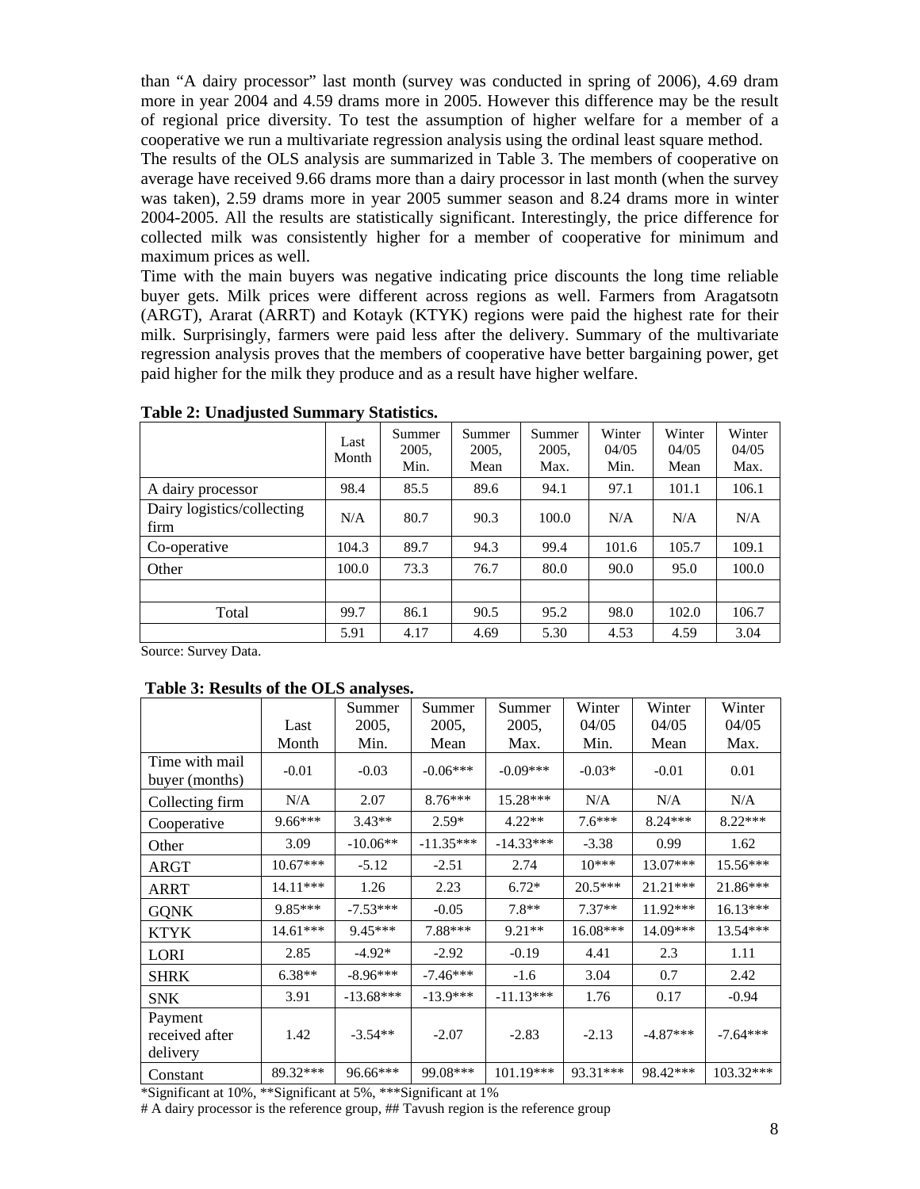than "A dairy processor" last month (survey was conducted in spring of 2006), 4.69 dram more in year 2004 and 4.59 drams more in 2005. However this difference may be the result of regional price diversity. To test the assumption of higher welfare for a member of a cooperative we run a multivariate regression analysis using the ordinal least square method.

The results of the OLS analysis are summarized in Table 3. The members of cooperative on average have received 9.66 drams more than a dairy processor in last month (when the survey was taken), 2.59 drams more in year 2005 summer season and 8.24 drams more in winter 2004-2005. All the results are statistically significant. Interestingly, the price difference for collected milk was consistently higher for a member of cooperative for minimum and maximum prices as well.

Time with the main buyers was negative indicating price discounts the long time reliable buyer gets. Milk prices were different across regions as well. Farmers from Aragatsotn (ARGT), Ararat (ARRT) and Kotayk (KTYK) regions were paid the highest rate for their milk. Surprisingly, farmers were paid less after the delivery. Summary of the multivariate regression analysis proves that the members of cooperative have better bargaining power, get paid higher for the milk they produce and as a result have higher welfare.

**Table 2: Unadjusted Summary Statistics.**

| | Last Month | Summer 2005, Min. | Summer 2005, Mean | Summer 2005, Max. | Winter 04/05 Min. | Winter 04/05 Mean | Winter 04/05 Max. |
|---|---|---|---|---|---|---|---|
| A dairy processor | 98.4 | 85.5 | 89.6 | 94.1 | 97.1 | 101.1 | 106.1 |
| Dairy logistics/collecting firm | N/A | 80.7 | 90.3 | 100.0 | N/A | N/A | N/A |
| Co-operative | 104.3 | 89.7 | 94.3 | 99.4 | 101.6 | 105.7 | 109.1 |
| Other | 100.0 | 73.3 | 76.7 | 80.0 | 90.0 | 95.0 | 100.0 |
| | | | | | | | |
| Total | 99.7 | 86.1 | 90.5 | 95.2 | 98.0 | 102.0 | 106.7 |
| | 5.91 | 4.17 | 4.69 | 5.30 | 4.53 | 4.59 | 3.04 |

Source: Survey Data.

**Table 3: Results of the OLS analyses.**

| | Last Month | Summer 2005, Min. | Summer 2005, Mean | Summer 2005, Max. | Winter 04/05 Min. | Winter 04/05 Mean | Winter 04/05 Max. |
|---|---|---|---|---|---|---|---|
| Time with mail buyer (months) | -0.01 | -0.03 | -0.06*** | -0.09*** | -0.03* | -0.01 | 0.01 |
| Collecting firm | N/A | 2.07 | 8.76*** | 15.28*** | N/A | N/A | N/A |
| Cooperative | 9.66*** | 3.43** | 2.59* | 4.22** | 7.6*** | 8.24*** | 8.22*** |
| Other | 3.09 | -10.06** | -11.35*** | -14.33*** | -3.38 | 0.99 | 1.62 |
| ARGT | 10.67*** | -5.12 | -2.51 | 2.74 | 10*** | 13.07*** | 15.56*** |
| ARRT | 14.11*** | 1.26 | 2.23 | 6.72* | 20.5*** | 21.21*** | 21.86*** |
| GQNK | 9.85*** | -7.53*** | -0.05 | 7.8** | 7.37** | 11.92*** | 16.13*** |
| KTYK | 14.61*** | 9.45*** | 7.88*** | 9.21** | 16.08*** | 14.09*** | 13.54*** |
| LORI | 2.85 | -4.92* | -2.92 | -0.19 | 4.41 | 2.3 | 1.11 |
| SHRK | 6.38** | -8.96*** | -7.46*** | -1.6 | 3.04 | 0.7 | 2.42 |
| SNK | 3.91 | -13.68*** | -13.9*** | -11.13*** | 1.76 | 0.17 | -0.94 |
| Payment received after delivery | 1.42 | -3.54** | -2.07 | -2.83 | -2.13 | -4.87*** | -7.64*** |
| Constant | 89.32*** | 96.66*** | 99.08*** | 101.19*** | 93.31*** | 98.42*** | 103.32*** |

*Significant at 10%, **Significant at 5%, ***Significant at 1%

# A dairy processor is the reference group, ## Tavush region is the reference group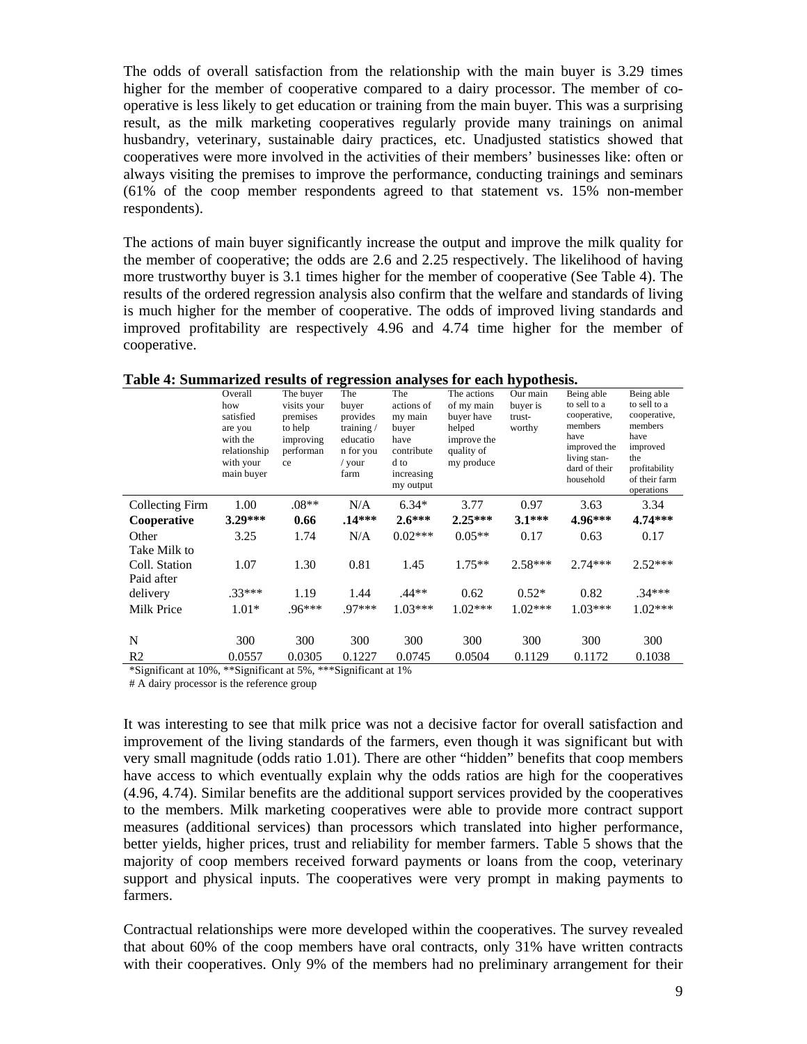The odds of overall satisfaction from the relationship with the main buyer is 3.29 times higher for the member of cooperative compared to a dairy processor. The member of co-operative is less likely to get education or training from the main buyer. This was a surprising result, as the milk marketing cooperatives regularly provide many trainings on animal husbandry, veterinary, sustainable dairy practices, etc. Unadjusted statistics showed that cooperatives were more involved in the activities of their members' businesses like: often or always visiting the premises to improve the performance, conducting trainings and seminars (61% of the coop member respondents agreed to that statement vs. 15% non-member respondents).

The actions of main buyer significantly increase the output and improve the milk quality for the member of cooperative; the odds are 2.6 and 2.25 respectively. The likelihood of having more trustworthy buyer is 3.1 times higher for the member of cooperative (See Table 4). The results of the ordered regression analysis also confirm that the welfare and standards of living is much higher for the member of cooperative. The odds of improved living standards and improved profitability are respectively 4.96 and 4.74 time higher for the member of cooperative.

**Table 4: Summarized results of regression analyses for each hypothesis.**

| | Overall how satisfied are you with the relationship with your main buyer | The buyer visits your premises to help improving performance | The buyer provides training / education for you / your farm | The actions of my main buyer have contributed to increasing my output | The actions of my main buyer have helped improve the quality of my produce | Our main buyer is trust-worthy | Being able to sell to a cooperative, members have improved the living stan-dard of their household | Being able to sell to a cooperative, members have improved the profitability of their farm operations |
|---|---|---|---|---|---|---|---|---|
| Collecting Firm | 1.00 | .08** | N/A | 6.34* | 3.77 | 0.97 | 3.63 | 3.34 |
| **Cooperative** | **3.29*** ** | **0.66** | **.14*** ** | **2.6*** ** | **2.25*** ** | **3.1*** ** | **4.96*** ** | **4.74*** ** |
| Other | 3.25 | 1.74 | N/A | 0.02*** | 0.05** | 0.17 | 0.63 | 0.17 |
| Take Milk to Coll. Station | 1.07 | 1.30 | 0.81 | 1.45 | 1.75** | 2.58*** | 2.74*** | 2.52*** |
| Paid after delivery | .33*** | 1.19 | 1.44 | .44** | 0.62 | 0.52* | 0.82 | .34*** |
| Milk Price | 1.01* | .96*** | .97*** | 1.03*** | 1.02*** | 1.02*** | 1.03*** | 1.02*** |
| N | 300 | 300 | 300 | 300 | 300 | 300 | 300 | 300 |
| R2 | 0.0557 | 0.0305 | 0.1227 | 0.0745 | 0.0504 | 0.1129 | 0.1172 | 0.1038 |

*Significant at 10%, **Significant at 5%, ***Significant at 1%

# A dairy processor is the reference group

It was interesting to see that milk price was not a decisive factor for overall satisfaction and improvement of the living standards of the farmers, even though it was significant but with very small magnitude (odds ratio 1.01). There are other "hidden" benefits that coop members have access to which eventually explain why the odds ratios are high for the cooperatives (4.96, 4.74). Similar benefits are the additional support services provided by the cooperatives to the members. Milk marketing cooperatives were able to provide more contract support measures (additional services) than processors which translated into higher performance, better yields, higher prices, trust and reliability for member farmers. Table 5 shows that the majority of coop members received forward payments or loans from the coop, veterinary support and physical inputs. The cooperatives were very prompt in making payments to farmers.

Contractual relationships were more developed within the cooperatives. The survey revealed that about 60% of the coop members have oral contracts, only 31% have written contracts with their cooperatives. Only 9% of the members had no preliminary arrangement for their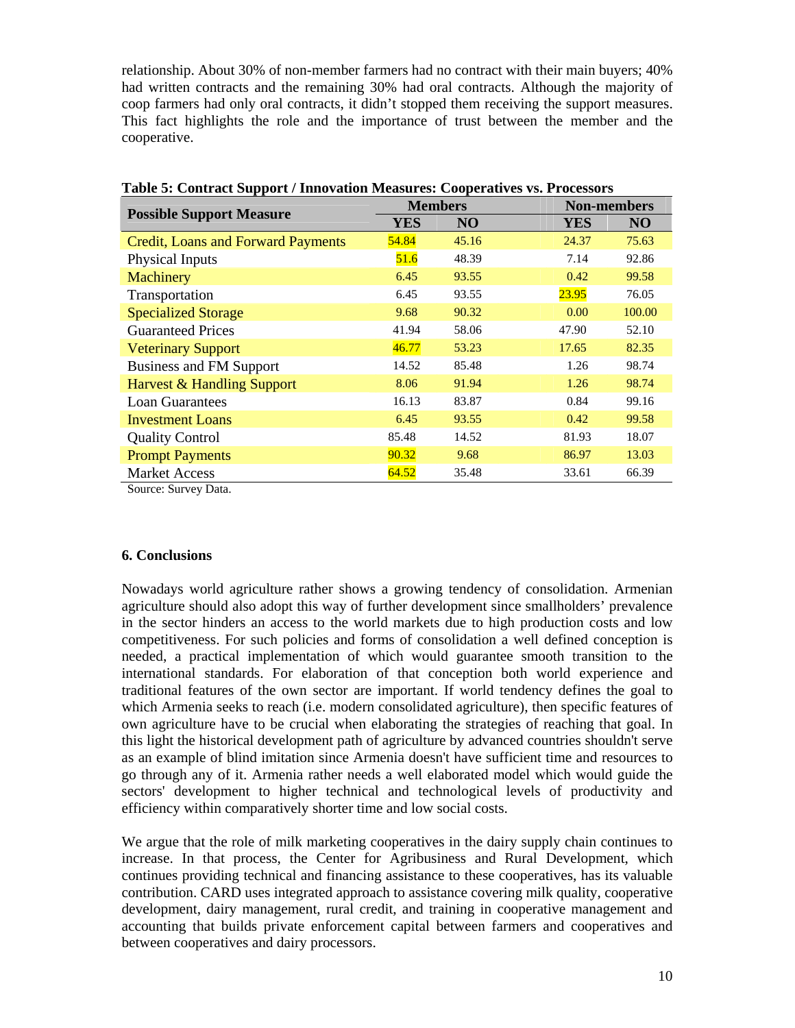relationship. About 30% of non-member farmers had no contract with their main buyers; 40% had written contracts and the remaining 30% had oral contracts. Although the majority of coop farmers had only oral contracts, it didn't stopped them receiving the support measures. This fact highlights the role and the importance of trust between the member and the cooperative.

**Table 5: Contract Support / Innovation Measures: Cooperatives vs. Processors**

| Possible Support Measure | Members | | Non-members | |
|---|---|---|---|---|
| | YES | NO | YES | NO |
| Credit, Loans and Forward Payments | 54.84 | 45.16 | 24.37 | 75.63 |
| Physical Inputs | 51.6 | 48.39 | 7.14 | 92.86 |
| Machinery | 6.45 | 93.55 | 0.42 | 99.58 |
| Transportation | 6.45 | 93.55 | 23.95 | 76.05 |
| Specialized Storage | 9.68 | 90.32 | 0.00 | 100.00 |
| Guaranteed Prices | 41.94 | 58.06 | 47.90 | 52.10 |
| Veterinary Support | 46.77 | 53.23 | 17.65 | 82.35 |
| Business and FM Support | 14.52 | 85.48 | 1.26 | 98.74 |
| Harvest & Handling Support | 8.06 | 91.94 | 1.26 | 98.74 |
| Loan Guarantees | 16.13 | 83.87 | 0.84 | 99.16 |
| Investment Loans | 6.45 | 93.55 | 0.42 | 99.58 |
| Quality Control | 85.48 | 14.52 | 81.93 | 18.07 |
| Prompt Payments | 90.32 | 9.68 | 86.97 | 13.03 |
| Market Access | 64.52 | 35.48 | 33.61 | 66.39 |

Source: Survey Data.

## 6. Conclusions

Nowadays world agriculture rather shows a growing tendency of consolidation. Armenian agriculture should also adopt this way of further development since smallholders' prevalence in the sector hinders an access to the world markets due to high production costs and low competitiveness. For such policies and forms of consolidation a well defined conception is needed, a practical implementation of which would guarantee smooth transition to the international standards. For elaboration of that conception both world experience and traditional features of the own sector are important. If world tendency defines the goal to which Armenia seeks to reach (i.e. modern consolidated agriculture), then specific features of own agriculture have to be crucial when elaborating the strategies of reaching that goal. In this light the historical development path of agriculture by advanced countries shouldn't serve as an example of blind imitation since Armenia doesn't have sufficient time and resources to go through any of it. Armenia rather needs a well elaborated model which would guide the sectors' development to higher technical and technological levels of productivity and efficiency within comparatively shorter time and low social costs.

We argue that the role of milk marketing cooperatives in the dairy supply chain continues to increase. In that process, the Center for Agribusiness and Rural Development, which continues providing technical and financing assistance to these cooperatives, has its valuable contribution. CARD uses integrated approach to assistance covering milk quality, cooperative development, dairy management, rural credit, and training in cooperative management and accounting that builds private enforcement capital between farmers and cooperatives and between cooperatives and dairy processors.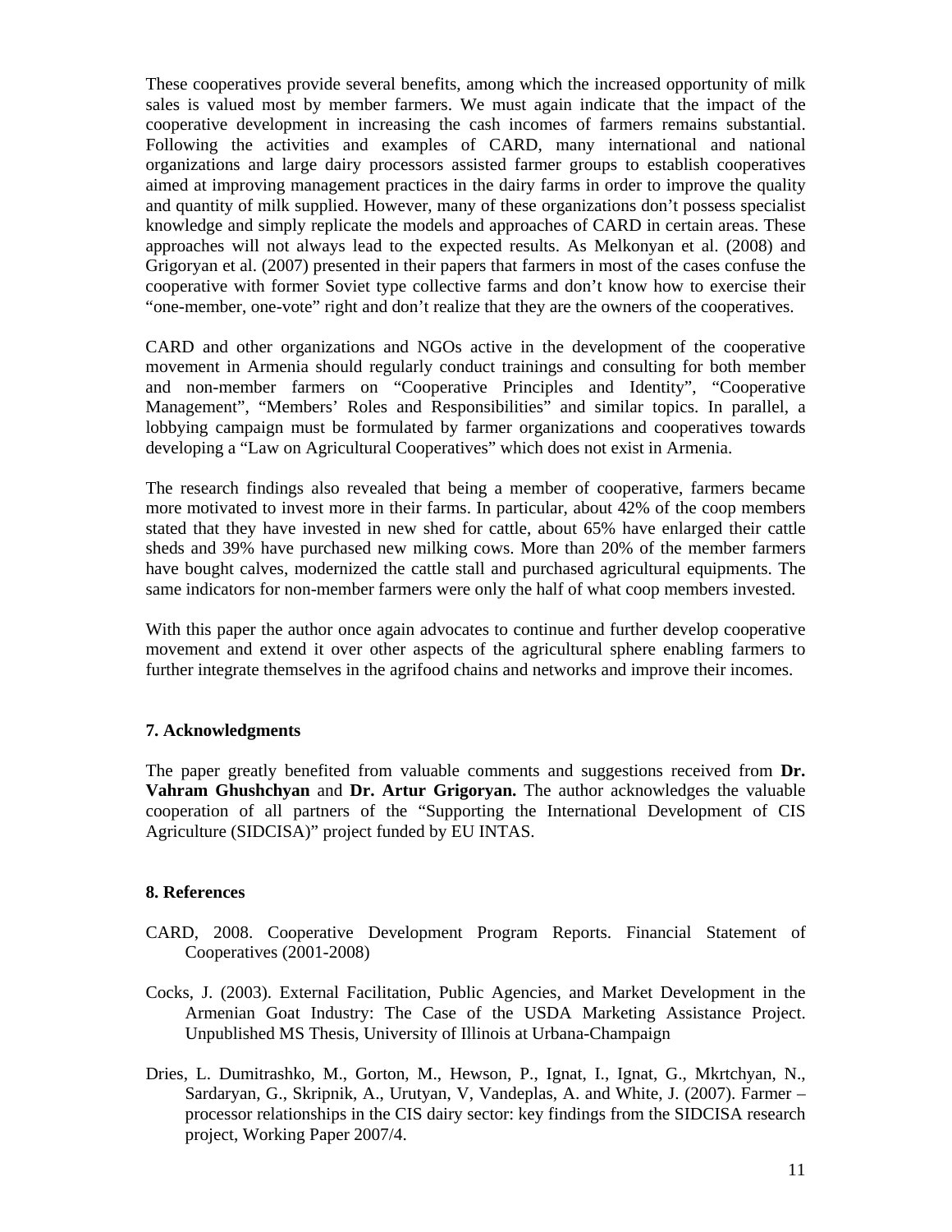These cooperatives provide several benefits, among which the increased opportunity of milk sales is valued most by member farmers. We must again indicate that the impact of the cooperative development in increasing the cash incomes of farmers remains substantial. Following the activities and examples of CARD, many international and national organizations and large dairy processors assisted farmer groups to establish cooperatives aimed at improving management practices in the dairy farms in order to improve the quality and quantity of milk supplied. However, many of these organizations don't possess specialist knowledge and simply replicate the models and approaches of CARD in certain areas. These approaches will not always lead to the expected results. As Melkonyan et al. (2008) and Grigoryan et al. (2007) presented in their papers that farmers in most of the cases confuse the cooperative with former Soviet type collective farms and don't know how to exercise their "one-member, one-vote" right and don't realize that they are the owners of the cooperatives.

CARD and other organizations and NGOs active in the development of the cooperative movement in Armenia should regularly conduct trainings and consulting for both member and non-member farmers on "Cooperative Principles and Identity", "Cooperative Management", "Members' Roles and Responsibilities" and similar topics. In parallel, a lobbying campaign must be formulated by farmer organizations and cooperatives towards developing a "Law on Agricultural Cooperatives" which does not exist in Armenia.

The research findings also revealed that being a member of cooperative, farmers became more motivated to invest more in their farms. In particular, about 42% of the coop members stated that they have invested in new shed for cattle, about 65% have enlarged their cattle sheds and 39% have purchased new milking cows. More than 20% of the member farmers have bought calves, modernized the cattle stall and purchased agricultural equipments. The same indicators for non-member farmers were only the half of what coop members invested.

With this paper the author once again advocates to continue and further develop cooperative movement and extend it over other aspects of the agricultural sphere enabling farmers to further integrate themselves in the agrifood chains and networks and improve their incomes.

## 7. Acknowledgments

The paper greatly benefited from valuable comments and suggestions received from **Dr. Vahram Ghushchyan** and **Dr. Artur Grigoryan.** The author acknowledges the valuable cooperation of all partners of the "Supporting the International Development of CIS Agriculture (SIDCISA)" project funded by EU INTAS.

## 8. References

CARD, 2008. Cooperative Development Program Reports. Financial Statement of Cooperatives (2001-2008)

Cocks, J. (2003). External Facilitation, Public Agencies, and Market Development in the Armenian Goat Industry: The Case of the USDA Marketing Assistance Project. Unpublished MS Thesis, University of Illinois at Urbana-Champaign

Dries, L. Dumitrashko, M., Gorton, M., Hewson, P., Ignat, I., Ignat, G., Mkrtchyan, N., Sardaryan, G., Skripnik, A., Urutyan, V, Vandeplas, A. and White, J. (2007). Farmer – processor relationships in the CIS dairy sector: key findings from the SIDCISA research project, Working Paper 2007/4.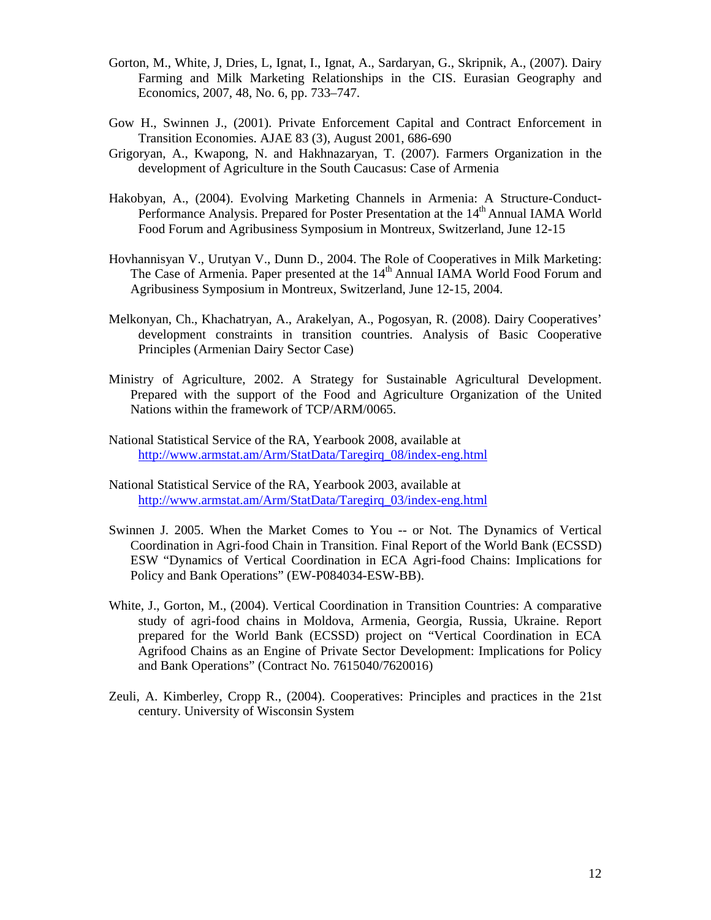Gorton, M., White, J, Dries, L, Ignat, I., Ignat, A., Sardaryan, G., Skripnik, A., (2007). Dairy Farming and Milk Marketing Relationships in the CIS. Eurasian Geography and Economics, 2007, 48, No. 6, pp. 733–747.

Gow H., Swinnen J., (2001). Private Enforcement Capital and Contract Enforcement in Transition Economies. AJAE 83 (3), August 2001, 686-690

Grigoryan, A., Kwapong, N. and Hakhnazaryan, T. (2007). Farmers Organization in the development of Agriculture in the South Caucasus: Case of Armenia

Hakobyan, A., (2004). Evolving Marketing Channels in Armenia: A Structure-Conduct-Performance Analysis. Prepared for Poster Presentation at the 14th Annual IAMA World Food Forum and Agribusiness Symposium in Montreux, Switzerland, June 12-15

Hovhannisyan V., Urutyan V., Dunn D., 2004. The Role of Cooperatives in Milk Marketing: The Case of Armenia. Paper presented at the 14th Annual IAMA World Food Forum and Agribusiness Symposium in Montreux, Switzerland, June 12-15, 2004.

Melkonyan, Ch., Khachatryan, A., Arakelyan, A., Pogosyan, R. (2008). Dairy Cooperatives' development constraints in transition countries. Analysis of Basic Cooperative Principles (Armenian Dairy Sector Case)

Ministry of Agriculture, 2002. A Strategy for Sustainable Agricultural Development. Prepared with the support of the Food and Agriculture Organization of the United Nations within the framework of TCP/ARM/0065.

National Statistical Service of the RA, Yearbook 2008, available at http://www.armstat.am/Arm/StatData/Taregirq_08/index-eng.html

National Statistical Service of the RA, Yearbook 2003, available at http://www.armstat.am/Arm/StatData/Taregirq_03/index-eng.html

Swinnen J. 2005. When the Market Comes to You -- or Not. The Dynamics of Vertical Coordination in Agri-food Chain in Transition. Final Report of the World Bank (ECSSD) ESW "Dynamics of Vertical Coordination in ECA Agri-food Chains: Implications for Policy and Bank Operations" (EW-P084034-ESW-BB).

White, J., Gorton, M., (2004). Vertical Coordination in Transition Countries: A comparative study of agri-food chains in Moldova, Armenia, Georgia, Russia, Ukraine. Report prepared for the World Bank (ECSSD) project on "Vertical Coordination in ECA Agrifood Chains as an Engine of Private Sector Development: Implications for Policy and Bank Operations" (Contract No. 7615040/7620016)

Zeuli, A. Kimberley, Cropp R., (2004). Cooperatives: Principles and practices in the 21st century. University of Wisconsin System